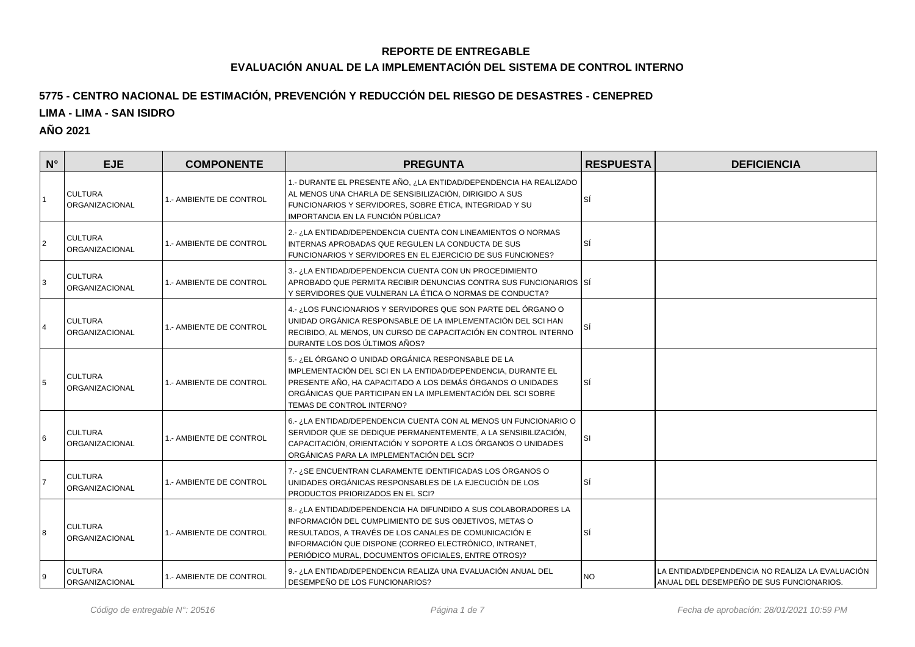# REPORTE DE ENTREGABLE

## EVALUACIÓN ANUAL DE LA IMPLEMENTACIÓN DEL SISTEMA DE CONTROL INTERNO

### 5775 - CENTRO NACIONAL DE ESTIMACIÓN, PREVENCIÓN Y REDUCCIÓN DEL RIESGO DE DESASTRES - CENEPRED

**LIMA - LIMA - SAN ISIDRO**

**AÑO 2021**

| N° | EJE | COMPONENTE | PREGUNTA | RESPUESTA | DEFICIENCIA |
|---|---|---|---|---|---|
| 1 | CULTURA ORGANIZACIONAL | 1.- AMBIENTE DE CONTROL | 1.- DURANTE EL PRESENTE AÑO, ¿LA ENTIDAD/DEPENDENCIA HA REALIZADO AL MENOS UNA CHARLA DE SENSIBILIZACIÓN, DIRIGIDO A SUS FUNCIONARIOS Y SERVIDORES, SOBRE ÉTICA, INTEGRIDAD Y SU IMPORTANCIA EN LA FUNCIÓN PÚBLICA? | SÍ | |
| 2 | CULTURA ORGANIZACIONAL | 1.- AMBIENTE DE CONTROL | 2.- ¿LA ENTIDAD/DEPENDENCIA CUENTA CON LINEAMIENTOS O NORMAS INTERNAS APROBADAS QUE REGULEN LA CONDUCTA DE SUS FUNCIONARIOS Y SERVIDORES EN EL EJERCICIO DE SUS FUNCIONES? | SÍ | |
| 3 | CULTURA ORGANIZACIONAL | 1.- AMBIENTE DE CONTROL | 3.- ¿LA ENTIDAD/DEPENDENCIA CUENTA CON UN PROCEDIMIENTO APROBADO QUE PERMITA RECIBIR DENUNCIAS CONTRA SUS FUNCIONARIOS Y SERVIDORES QUE VULNERAN LA ÉTICA O NORMAS DE CONDUCTA? | SÍ | |
| 4 | CULTURA ORGANIZACIONAL | 1.- AMBIENTE DE CONTROL | 4.- ¿LOS FUNCIONARIOS Y SERVIDORES QUE SON PARTE DEL ÓRGANO O UNIDAD ORGÁNICA RESPONSABLE DE LA IMPLEMENTACIÓN DEL SCI HAN RECIBIDO, AL MENOS, UN CURSO DE CAPACITACIÓN EN CONTROL INTERNO DURANTE LOS DOS ÚLTIMOS AÑOS? | SÍ | |
| 5 | CULTURA ORGANIZACIONAL | 1.- AMBIENTE DE CONTROL | 5.- ¿EL ÓRGANO O UNIDAD ORGÁNICA RESPONSABLE DE LA IMPLEMENTACIÓN DEL SCI EN LA ENTIDAD/DEPENDENCIA, DURANTE EL PRESENTE AÑO, HA CAPACITADO A LOS DEMÁS ÓRGANOS O UNIDADES ORGÁNICAS QUE PARTICIPAN EN LA IMPLEMENTACIÓN DEL SCI SOBRE TEMAS DE CONTROL INTERNO? | SÍ | |
| 6 | CULTURA ORGANIZACIONAL | 1.- AMBIENTE DE CONTROL | 6.- ¿LA ENTIDAD/DEPENDENCIA CUENTA CON AL MENOS UN FUNCIONARIO O SERVIDOR QUE SE DEDIQUE PERMANENTEMENTE, A LA SENSIBILIZACIÓN, CAPACITACIÓN, ORIENTACIÓN Y SOPORTE A LOS ÓRGANOS O UNIDADES ORGÁNICAS PARA LA IMPLEMENTACIÓN DEL SCI? | SI | |
| 7 | CULTURA ORGANIZACIONAL | 1.- AMBIENTE DE CONTROL | 7.- ¿SE ENCUENTRAN CLARAMENTE IDENTIFICADAS LOS ÓRGANOS O UNIDADES ORGÁNICAS RESPONSABLES DE LA EJECUCIÓN DE LOS PRODUCTOS PRIORIZADOS EN EL SCI? | SÍ | |
| 8 | CULTURA ORGANIZACIONAL | 1.- AMBIENTE DE CONTROL | 8.- ¿LA ENTIDAD/DEPENDENCIA HA DIFUNDIDO A SUS COLABORADORES LA INFORMACIÓN DEL CUMPLIMIENTO DE SUS OBJETIVOS, METAS O RESULTADOS, A TRAVÉS DE LOS CANALES DE COMUNICACIÓN E INFORMACIÓN QUE DISPONE (CORREO ELECTRÓNICO, INTRANET, PERIÓDICO MURAL, DOCUMENTOS OFICIALES, ENTRE OTROS)? | SÍ | |
| 9 | CULTURA ORGANIZACIONAL | 1.- AMBIENTE DE CONTROL | 9.- ¿LA ENTIDAD/DEPENDENCIA REALIZA UNA EVALUACIÓN ANUAL DEL DESEMPEÑO DE LOS FUNCIONARIOS? | NO | LA ENTIDAD/DEPENDENCIA NO REALIZA LA EVALUACIÓN ANUAL DEL DESEMPEÑO DE SUS FUNCIONARIOS. |

*Código de entregable N°: 20516* *Fecha de aprobación: 28/01/2021 10:59 PM*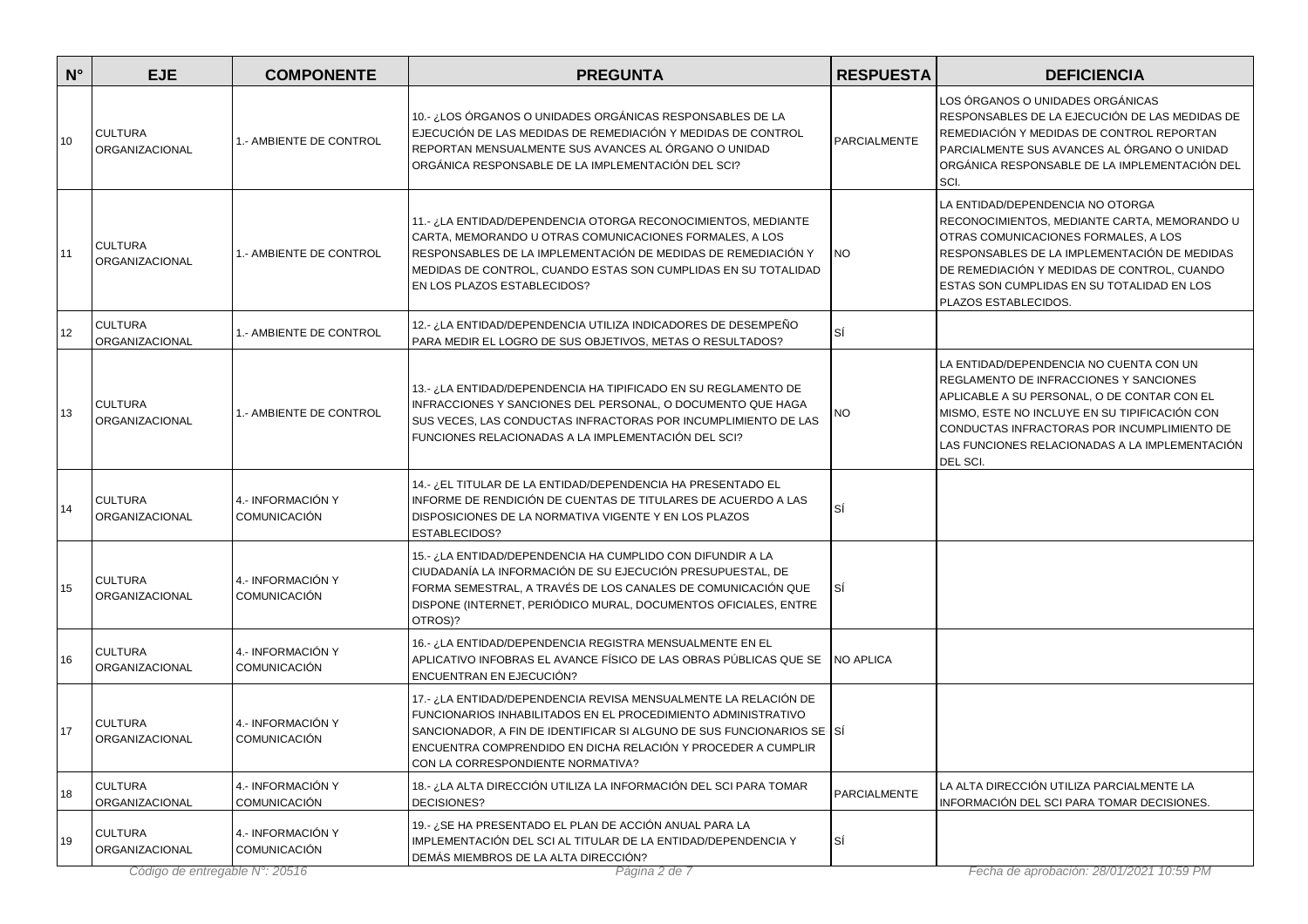| N° | EJE | COMPONENTE | PREGUNTA | RESPUESTA | DEFICIENCIA |
|---|---|---|---|---|---|
| 10 | CULTURA ORGANIZACIONAL | 1.- AMBIENTE DE CONTROL | 10.- ¿LOS ÓRGANOS O UNIDADES ORGÁNICAS RESPONSABLES DE LA EJECUCIÓN DE LAS MEDIDAS DE REMEDIACIÓN Y MEDIDAS DE CONTROL REPORTAN MENSUALMENTE SUS AVANCES AL ÓRGANO O UNIDAD ORGÁNICA RESPONSABLE DE LA IMPLEMENTACIÓN DEL SCI? | PARCIALMENTE | LOS ÓRGANOS O UNIDADES ORGÁNICAS RESPONSABLES DE LA EJECUCIÓN DE LAS MEDIDAS DE REMEDIACIÓN Y MEDIDAS DE CONTROL REPORTAN PARCIALMENTE SUS AVANCES AL ÓRGANO O UNIDAD ORGÁNICA RESPONSABLE DE LA IMPLEMENTACIÓN DEL SCI. |
| 11 | CULTURA ORGANIZACIONAL | 1.- AMBIENTE DE CONTROL | 11.- ¿LA ENTIDAD/DEPENDENCIA OTORGA RECONOCIMIENTOS, MEDIANTE CARTA, MEMORANDO U OTRAS COMUNICACIONES FORMALES, A LOS RESPONSABLES DE LA IMPLEMENTACIÓN DE MEDIDAS DE REMEDIACIÓN Y MEDIDAS DE CONTROL, CUANDO ESTAS SON CUMPLIDAS EN SU TOTALIDAD EN LOS PLAZOS ESTABLECIDOS? | NO | LA ENTIDAD/DEPENDENCIA NO OTORGA RECONOCIMIENTOS, MEDIANTE CARTA, MEMORANDO U OTRAS COMUNICACIONES FORMALES, A LOS RESPONSABLES DE LA IMPLEMENTACIÓN DE MEDIDAS DE REMEDIACIÓN Y MEDIDAS DE CONTROL, CUANDO ESTAS SON CUMPLIDAS EN SU TOTALIDAD EN LOS PLAZOS ESTABLECIDOS. |
| 12 | CULTURA ORGANIZACIONAL | 1.- AMBIENTE DE CONTROL | 12.- ¿LA ENTIDAD/DEPENDENCIA UTILIZA INDICADORES DE DESEMPEÑO PARA MEDIR EL LOGRO DE SUS OBJETIVOS, METAS O RESULTADOS? | SÍ | |
| 13 | CULTURA ORGANIZACIONAL | 1.- AMBIENTE DE CONTROL | 13.- ¿LA ENTIDAD/DEPENDENCIA HA TIPIFICADO EN SU REGLAMENTO DE INFRACCIONES Y SANCIONES DEL PERSONAL, O DOCUMENTO QUE HAGA SUS VECES, LAS CONDUCTAS INFRACTORAS POR INCUMPLIMIENTO DE LAS FUNCIONES RELACIONADAS A LA IMPLEMENTACIÓN DEL SCI? | NO | LA ENTIDAD/DEPENDENCIA NO CUENTA CON UN REGLAMENTO DE INFRACCIONES Y SANCIONES APLICABLE A SU PERSONAL, O DE CONTAR CON EL MISMO, ESTE NO INCLUYE EN SU TIPIFICACIÓN CON CONDUCTAS INFRACTORAS POR INCUMPLIMIENTO DE LAS FUNCIONES RELACIONADAS A LA IMPLEMENTACIÓN DEL SCI. |
| 14 | CULTURA ORGANIZACIONAL | 4.- INFORMACIÓN Y COMUNICACIÓN | 14.- ¿EL TITULAR DE LA ENTIDAD/DEPENDENCIA HA PRESENTADO EL INFORME DE RENDICIÓN DE CUENTAS DE TITULARES DE ACUERDO A LAS DISPOSICIONES DE LA NORMATIVA VIGENTE Y EN LOS PLAZOS ESTABLECIDOS? | SÍ | |
| 15 | CULTURA ORGANIZACIONAL | 4.- INFORMACIÓN Y COMUNICACIÓN | 15.- ¿LA ENTIDAD/DEPENDENCIA HA CUMPLIDO CON DIFUNDIR A LA CIUDADANÍA LA INFORMACIÓN DE SU EJECUCIÓN PRESUPUESTAL, DE FORMA SEMESTRAL, A TRAVÉS DE LOS CANALES DE COMUNICACIÓN QUE DISPONE (INTERNET, PERIÓDICO MURAL, DOCUMENTOS OFICIALES, ENTRE OTROS)? | SÍ | |
| 16 | CULTURA ORGANIZACIONAL | 4.- INFORMACIÓN Y COMUNICACIÓN | 16.- ¿LA ENTIDAD/DEPENDENCIA REGISTRA MENSUALMENTE EN EL APLICATIVO INFOBRAS EL AVANCE FÍSICO DE LAS OBRAS PÚBLICAS QUE SE ENCUENTRAN EN EJECUCIÓN? | NO APLICA | |
| 17 | CULTURA ORGANIZACIONAL | 4.- INFORMACIÓN Y COMUNICACIÓN | 17.- ¿LA ENTIDAD/DEPENDENCIA REVISA MENSUALMENTE LA RELACIÓN DE FUNCIONARIOS INHABILITADOS EN EL PROCEDIMIENTO ADMINISTRATIVO SANCIONADOR, A FIN DE IDENTIFICAR SI ALGUNO DE SUS FUNCIONARIOS SE ENCUENTRA COMPRENDIDO EN DICHA RELACIÓN Y PROCEDER A CUMPLIR CON LA CORRESPONDIENTE NORMATIVA? | SÍ | |
| 18 | CULTURA ORGANIZACIONAL | 4.- INFORMACIÓN Y COMUNICACIÓN | 18.- ¿LA ALTA DIRECCIÓN UTILIZA LA INFORMACIÓN DEL SCI PARA TOMAR DECISIONES? | PARCIALMENTE | LA ALTA DIRECCIÓN UTILIZA PARCIALMENTE LA INFORMACIÓN DEL SCI PARA TOMAR DECISIONES. |
| 19 | CULTURA ORGANIZACIONAL | 4.- INFORMACIÓN Y COMUNICACIÓN | 19.- ¿SE HA PRESENTADO EL PLAN DE ACCIÓN ANUAL PARA LA IMPLEMENTACIÓN DEL SCI AL TITULAR DE LA ENTIDAD/DEPENDENCIA Y DEMÁS MIEMBROS DE LA ALTA DIRECCIÓN? | SÍ | |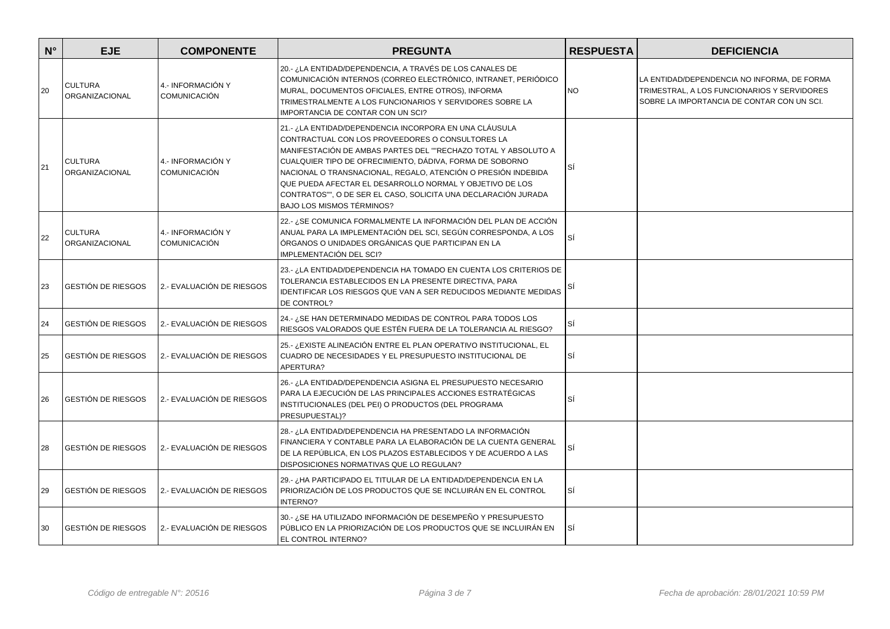| N° | EJE | COMPONENTE | PREGUNTA | RESPUESTA | DEFICIENCIA |
|---|---|---|---|---|---|
| 20 | CULTURA ORGANIZACIONAL | 4.- INFORMACIÓN Y COMUNICACIÓN | 20.- ¿LA ENTIDAD/DEPENDENCIA, A TRAVÉS DE LOS CANALES DE COMUNICACIÓN INTERNOS (CORREO ELECTRÓNICO, INTRANET, PERIÓDICO MURAL, DOCUMENTOS OFICIALES, ENTRE OTROS), INFORMA TRIMESTRALMENTE A LOS FUNCIONARIOS Y SERVIDORES SOBRE LA IMPORTANCIA DE CONTAR CON UN SCI? | NO | LA ENTIDAD/DEPENDENCIA NO INFORMA, DE FORMA TRIMESTRAL, A LOS FUNCIONARIOS Y SERVIDORES SOBRE LA IMPORTANCIA DE CONTAR CON UN SCI. |
| 21 | CULTURA ORGANIZACIONAL | 4.- INFORMACIÓN Y COMUNICACIÓN | 21.- ¿LA ENTIDAD/DEPENDENCIA INCORPORA EN UNA CLÁUSULA CONTRACTUAL CON LOS PROVEEDORES O CONSULTORES LA MANIFESTACIÓN DE AMBAS PARTES DEL ""RECHAZO TOTAL Y ABSOLUTO A CUALQUIER TIPO DE OFRECIMIENTO, DÁDIVA, FORMA DE SOBORNO NACIONAL O TRANSNACIONAL, REGALO, ATENCIÓN O PRESIÓN INDEBIDA QUE PUEDA AFECTAR EL DESARROLLO NORMAL Y OBJETIVO DE LOS CONTRATOS"", O DE SER EL CASO, SOLICITA UNA DECLARACIÓN JURADA BAJO LOS MISMOS TÉRMINOS? | SÍ | |
| 22 | CULTURA ORGANIZACIONAL | 4.- INFORMACIÓN Y COMUNICACIÓN | 22.- ¿SE COMUNICA FORMALMENTE LA INFORMACIÓN DEL PLAN DE ACCIÓN ANUAL PARA LA IMPLEMENTACIÓN DEL SCI, SEGÚN CORRESPONDA, A LOS ÓRGANOS O UNIDADES ORGÁNICAS QUE PARTICIPAN EN LA IMPLEMENTACIÓN DEL SCI? | SÍ | |
| 23 | GESTIÓN DE RIESGOS | 2.- EVALUACIÓN DE RIESGOS | 23.- ¿LA ENTIDAD/DEPENDENCIA HA TOMADO EN CUENTA LOS CRITERIOS DE TOLERANCIA ESTABLECIDOS EN LA PRESENTE DIRECTIVA, PARA IDENTIFICAR LOS RIESGOS QUE VAN A SER REDUCIDOS MEDIANTE MEDIDAS DE CONTROL? | SÍ | |
| 24 | GESTIÓN DE RIESGOS | 2.- EVALUACIÓN DE RIESGOS | 24.- ¿SE HAN DETERMINADO MEDIDAS DE CONTROL PARA TODOS LOS RIESGOS VALORADOS QUE ESTÉN FUERA DE LA TOLERANCIA AL RIESGO? | SÍ | |
| 25 | GESTIÓN DE RIESGOS | 2.- EVALUACIÓN DE RIESGOS | 25.- ¿EXISTE ALINEACIÓN ENTRE EL PLAN OPERATIVO INSTITUCIONAL, EL CUADRO DE NECESIDADES Y EL PRESUPUESTO INSTITUCIONAL DE APERTURA? | SÍ | |
| 26 | GESTIÓN DE RIESGOS | 2.- EVALUACIÓN DE RIESGOS | 26.- ¿LA ENTIDAD/DEPENDENCIA ASIGNA EL PRESUPUESTO NECESARIO PARA LA EJECUCIÓN DE LAS PRINCIPALES ACCIONES ESTRATÉGICAS INSTITUCIONALES (DEL PEI) O PRODUCTOS (DEL PROGRAMA PRESUPUESTAL)? | SÍ | |
| 28 | GESTIÓN DE RIESGOS | 2.- EVALUACIÓN DE RIESGOS | 28.- ¿LA ENTIDAD/DEPENDENCIA HA PRESENTADO LA INFORMACIÓN FINANCIERA Y CONTABLE PARA LA ELABORACIÓN DE LA CUENTA GENERAL DE LA REPÚBLICA, EN LOS PLAZOS ESTABLECIDOS Y DE ACUERDO A LAS DISPOSICIONES NORMATIVAS QUE LO REGULAN? | SÍ | |
| 29 | GESTIÓN DE RIESGOS | 2.- EVALUACIÓN DE RIESGOS | 29.- ¿HA PARTICIPADO EL TITULAR DE LA ENTIDAD/DEPENDENCIA EN LA PRIORIZACIÓN DE LOS PRODUCTOS QUE SE INCLUIRÁN EN EL CONTROL INTERNO? | SÍ | |
| 30 | GESTIÓN DE RIESGOS | 2.- EVALUACIÓN DE RIESGOS | 30.- ¿SE HA UTILIZADO INFORMACIÓN DE DESEMPEÑO Y PRESUPUESTO PÚBLICO EN LA PRIORIZACIÓN DE LOS PRODUCTOS QUE SE INCLUIRÁN EN EL CONTROL INTERNO? | SÍ | |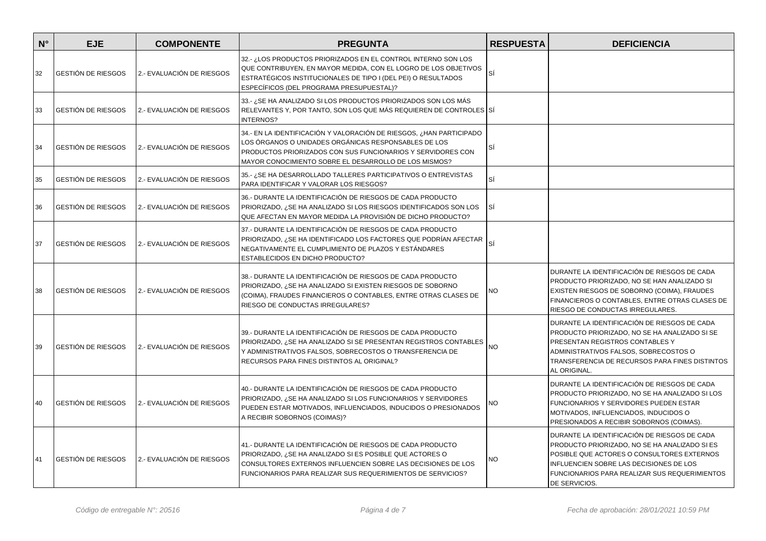| N° | EJE | COMPONENTE | PREGUNTA | RESPUESTA | DEFICIENCIA |
|---|---|---|---|---|---|
| 32 | GESTIÓN DE RIESGOS | 2.- EVALUACIÓN DE RIESGOS | 32.- ¿LOS PRODUCTOS PRIORIZADOS EN EL CONTROL INTERNO SON LOS QUE CONTRIBUYEN, EN MAYOR MEDIDA, CON EL LOGRO DE LOS OBJETIVOS ESTRATÉGICOS INSTITUCIONALES DE TIPO I (DEL PEI) O RESULTADOS ESPECÍFICOS (DEL PROGRAMA PRESUPUESTAL)? | SÍ | |
| 33 | GESTIÓN DE RIESGOS | 2.- EVALUACIÓN DE RIESGOS | 33.- ¿SE HA ANALIZADO SI LOS PRODUCTOS PRIORIZADOS SON LOS MÁS RELEVANTES Y, POR TANTO, SON LOS QUE MÁS REQUIEREN DE CONTROLES INTERNOS? | SÍ | |
| 34 | GESTIÓN DE RIESGOS | 2.- EVALUACIÓN DE RIESGOS | 34.- EN LA IDENTIFICACIÓN Y VALORACIÓN DE RIESGOS, ¿HAN PARTICIPADO LOS ÓRGANOS O UNIDADES ORGÁNICAS RESPONSABLES DE LOS PRODUCTOS PRIORIZADOS CON SUS FUNCIONARIOS Y SERVIDORES CON MAYOR CONOCIMIENTO SOBRE EL DESARROLLO DE LOS MISMOS? | SÍ | |
| 35 | GESTIÓN DE RIESGOS | 2.- EVALUACIÓN DE RIESGOS | 35.- ¿SE HA DESARROLLADO TALLERES PARTICIPATIVOS O ENTREVISTAS PARA IDENTIFICAR Y VALORAR LOS RIESGOS? | SÍ | |
| 36 | GESTIÓN DE RIESGOS | 2.- EVALUACIÓN DE RIESGOS | 36.- DURANTE LA IDENTIFICACIÓN DE RIESGOS DE CADA PRODUCTO PRIORIZADO, ¿SE HA ANALIZADO SI LOS RIESGOS IDENTIFICADOS SON LOS QUE AFECTAN EN MAYOR MEDIDA LA PROVISIÓN DE DICHO PRODUCTO? | SÍ | |
| 37 | GESTIÓN DE RIESGOS | 2.- EVALUACIÓN DE RIESGOS | 37.- DURANTE LA IDENTIFICACIÓN DE RIESGOS DE CADA PRODUCTO PRIORIZADO, ¿SE HA IDENTIFICADO LOS FACTORES QUE PODRÍAN AFECTAR NEGATIVAMENTE EL CUMPLIMIENTO DE PLAZOS Y ESTÁNDARES ESTABLECIDOS EN DICHO PRODUCTO? | SÍ | |
| 38 | GESTIÓN DE RIESGOS | 2.- EVALUACIÓN DE RIESGOS | 38.- DURANTE LA IDENTIFICACIÓN DE RIESGOS DE CADA PRODUCTO PRIORIZADO, ¿SE HA ANALIZADO SI EXISTEN RIESGOS DE SOBORNO (COIMA), FRAUDES FINANCIEROS O CONTABLES, ENTRE OTRAS CLASES DE RIESGO DE CONDUCTAS IRREGULARES? | NO | DURANTE LA IDENTIFICACIÓN DE RIESGOS DE CADA PRODUCTO PRIORIZADO, NO SE HAN ANALIZADO SI EXISTEN RIESGOS DE SOBORNO (COIMA), FRAUDES FINANCIEROS O CONTABLES, ENTRE OTRAS CLASES DE RIESGO DE CONDUCTAS IRREGULARES. |
| 39 | GESTIÓN DE RIESGOS | 2.- EVALUACIÓN DE RIESGOS | 39.- DURANTE LA IDENTIFICACIÓN DE RIESGOS DE CADA PRODUCTO PRIORIZADO, ¿SE HA ANALIZADO SI SE PRESENTAN REGISTROS CONTABLES Y ADMINISTRATIVOS FALSOS, SOBRECOSTOS O TRANSFERENCIA DE RECURSOS PARA FINES DISTINTOS AL ORIGINAL? | NO | DURANTE LA IDENTIFICACIÓN DE RIESGOS DE CADA PRODUCTO PRIORIZADO, NO SE HA ANALIZADO SI SE PRESENTAN REGISTROS CONTABLES Y ADMINISTRATIVOS FALSOS, SOBRECOSTOS O TRANSFERENCIA DE RECURSOS PARA FINES DISTINTOS AL ORIGINAL. |
| 40 | GESTIÓN DE RIESGOS | 2.- EVALUACIÓN DE RIESGOS | 40.- DURANTE LA IDENTIFICACIÓN DE RIESGOS DE CADA PRODUCTO PRIORIZADO, ¿SE HA ANALIZADO SI LOS FUNCIONARIOS Y SERVIDORES PUEDEN ESTAR MOTIVADOS, INFLUENCIADOS, INDUCIDOS O PRESIONADOS A RECIBIR SOBORNOS (COIMAS)? | NO | DURANTE LA IDENTIFICACIÓN DE RIESGOS DE CADA PRODUCTO PRIORIZADO, NO SE HA ANALIZADO SI LOS FUNCIONARIOS Y SERVIDORES PUEDEN ESTAR MOTIVADOS, INFLUENCIADOS, INDUCIDOS O PRESIONADOS A RECIBIR SOBORNOS (COIMAS). |
| 41 | GESTIÓN DE RIESGOS | 2.- EVALUACIÓN DE RIESGOS | 41.- DURANTE LA IDENTIFICACIÓN DE RIESGOS DE CADA PRODUCTO PRIORIZADO, ¿SE HA ANALIZADO SI ES POSIBLE QUE ACTORES O CONSULTORES EXTERNOS INFLUENCIEN SOBRE LAS DECISIONES DE LOS FUNCIONARIOS PARA REALIZAR SUS REQUERIMIENTOS DE SERVICIOS? | NO | DURANTE LA IDENTIFICACIÓN DE RIESGOS DE CADA PRODUCTO PRIORIZADO, NO SE HA ANALIZADO SI ES POSIBLE QUE ACTORES O CONSULTORES EXTERNOS INFLUENCIEN SOBRE LAS DECISIONES DE LOS FUNCIONARIOS PARA REALIZAR SUS REQUERIMIENTOS DE SERVICIOS. |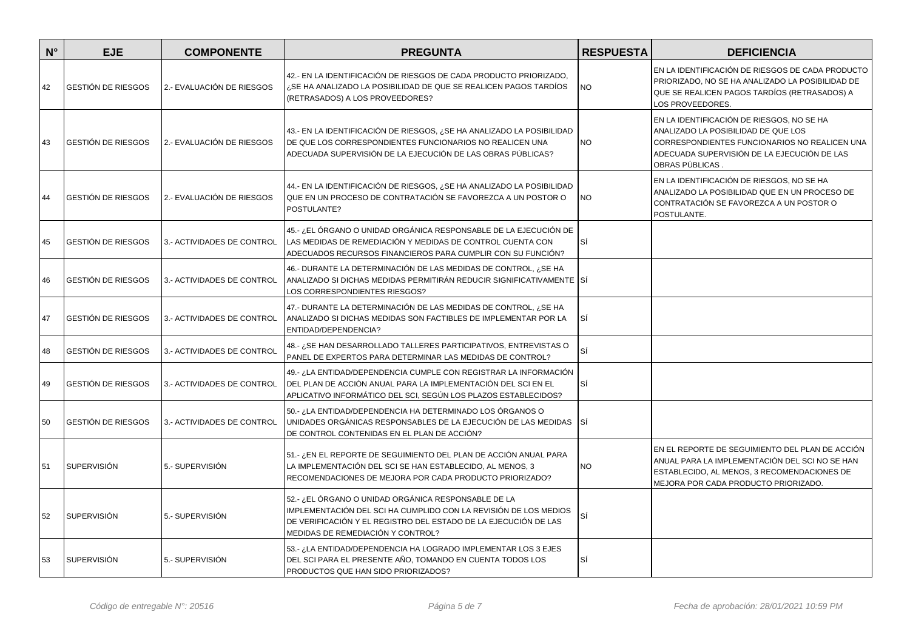| N° | EJE | COMPONENTE | PREGUNTA | RESPUESTA | DEFICIENCIA |
|---|---|---|---|---|---|
| 42 | GESTIÓN DE RIESGOS | 2.- EVALUACIÓN DE RIESGOS | 42.- EN LA IDENTIFICACIÓN DE RIESGOS DE CADA PRODUCTO PRIORIZADO, ¿SE HA ANALIZADO LA POSIBILIDAD DE QUE SE REALICEN PAGOS TARDÍOS (RETRASADOS) A LOS PROVEEDORES? | NO | EN LA IDENTIFICACIÓN DE RIESGOS DE CADA PRODUCTO PRIORIZADO, NO SE HA ANALIZADO LA POSIBILIDAD DE QUE SE REALICEN PAGOS TARDÍOS (RETRASADOS) A LOS PROVEEDORES. |
| 43 | GESTIÓN DE RIESGOS | 2.- EVALUACIÓN DE RIESGOS | 43.- EN LA IDENTIFICACIÓN DE RIESGOS, ¿SE HA ANALIZADO LA POSIBILIDAD DE QUE LOS CORRESPONDIENTES FUNCIONARIOS NO REALICEN UNA ADECUADA SUPERVISIÓN DE LA EJECUCIÓN DE LAS OBRAS PÚBLICAS? | NO | EN LA IDENTIFICACIÓN DE RIESGOS, NO SE HA ANALIZADO LA POSIBILIDAD DE QUE LOS CORRESPONDIENTES FUNCIONARIOS NO REALICEN UNA ADECUADA SUPERVISIÓN DE LA EJECUCIÓN DE LAS OBRAS PÚBLICAS . |
| 44 | GESTIÓN DE RIESGOS | 2.- EVALUACIÓN DE RIESGOS | 44.- EN LA IDENTIFICACIÓN DE RIESGOS, ¿SE HA ANALIZADO LA POSIBILIDAD QUE EN UN PROCESO DE CONTRATACIÓN SE FAVOREZCA A UN POSTOR O POSTULANTE? | NO | EN LA IDENTIFICACIÓN DE RIESGOS, NO SE HA ANALIZADO LA POSIBILIDAD QUE EN UN PROCESO DE CONTRATACIÓN SE FAVOREZCA A UN POSTOR O POSTULANTE. |
| 45 | GESTIÓN DE RIESGOS | 3.- ACTIVIDADES DE CONTROL | 45.- ¿EL ÓRGANO O UNIDAD ORGÁNICA RESPONSABLE DE LA EJECUCIÓN DE LAS MEDIDAS DE REMEDIACIÓN Y MEDIDAS DE CONTROL CUENTA CON ADECUADOS RECURSOS FINANCIEROS PARA CUMPLIR CON SU FUNCIÓN? | SÍ | |
| 46 | GESTIÓN DE RIESGOS | 3.- ACTIVIDADES DE CONTROL | 46.- DURANTE LA DETERMINACIÓN DE LAS MEDIDAS DE CONTROL, ¿SE HA ANALIZADO SI DICHAS MEDIDAS PERMITIRÁN REDUCIR SIGNIFICATIVAMENTE LOS CORRESPONDIENTES RIESGOS? | SÍ | |
| 47 | GESTIÓN DE RIESGOS | 3.- ACTIVIDADES DE CONTROL | 47.- DURANTE LA DETERMINACIÓN DE LAS MEDIDAS DE CONTROL, ¿SE HA ANALIZADO SI DICHAS MEDIDAS SON FACTIBLES DE IMPLEMENTAR POR LA ENTIDAD/DEPENDENCIA? | SÍ | |
| 48 | GESTIÓN DE RIESGOS | 3.- ACTIVIDADES DE CONTROL | 48.- ¿SE HAN DESARROLLADO TALLERES PARTICIPATIVOS, ENTREVISTAS O PANEL DE EXPERTOS PARA DETERMINAR LAS MEDIDAS DE CONTROL? | SÍ | |
| 49 | GESTIÓN DE RIESGOS | 3.- ACTIVIDADES DE CONTROL | 49.- ¿LA ENTIDAD/DEPENDENCIA CUMPLE CON REGISTRAR LA INFORMACIÓN DEL PLAN DE ACCIÓN ANUAL PARA LA IMPLEMENTACIÓN DEL SCI EN EL APLICATIVO INFORMÁTICO DEL SCI, SEGÚN LOS PLAZOS ESTABLECIDOS? | SÍ | |
| 50 | GESTIÓN DE RIESGOS | 3.- ACTIVIDADES DE CONTROL | 50.- ¿LA ENTIDAD/DEPENDENCIA HA DETERMINADO LOS ÓRGANOS O UNIDADES ORGÁNICAS RESPONSABLES DE LA EJECUCIÓN DE LAS MEDIDAS DE CONTROL CONTENIDAS EN EL PLAN DE ACCIÓN? | SÍ | |
| 51 | SUPERVISIÓN | 5.- SUPERVISIÓN | 51.- ¿EN EL REPORTE DE SEGUIMIENTO DEL PLAN DE ACCIÓN ANUAL PARA LA IMPLEMENTACIÓN DEL SCI SE HAN ESTABLECIDO, AL MENOS, 3 RECOMENDACIONES DE MEJORA POR CADA PRODUCTO PRIORIZADO? | NO | EN EL REPORTE DE SEGUIMIENTO DEL PLAN DE ACCIÓN ANUAL PARA LA IMPLEMENTACIÓN DEL SCI NO SE HAN ESTABLECIDO, AL MENOS, 3 RECOMENDACIONES DE MEJORA POR CADA PRODUCTO PRIORIZADO. |
| 52 | SUPERVISIÓN | 5.- SUPERVISIÓN | 52.- ¿EL ÓRGANO O UNIDAD ORGÁNICA RESPONSABLE DE LA IMPLEMENTACIÓN DEL SCI HA CUMPLIDO CON LA REVISIÓN DE LOS MEDIOS DE VERIFICACIÓN Y EL REGISTRO DEL ESTADO DE LA EJECUCIÓN DE LAS MEDIDAS DE REMEDIACIÓN Y CONTROL? | SÍ | |
| 53 | SUPERVISIÓN | 5.- SUPERVISIÓN | 53.- ¿LA ENTIDAD/DEPENDENCIA HA LOGRADO IMPLEMENTAR LOS 3 EJES DEL SCI PARA EL PRESENTE AÑO, TOMANDO EN CUENTA TODOS LOS PRODUCTOS QUE HAN SIDO PRIORIZADOS? | SÍ | |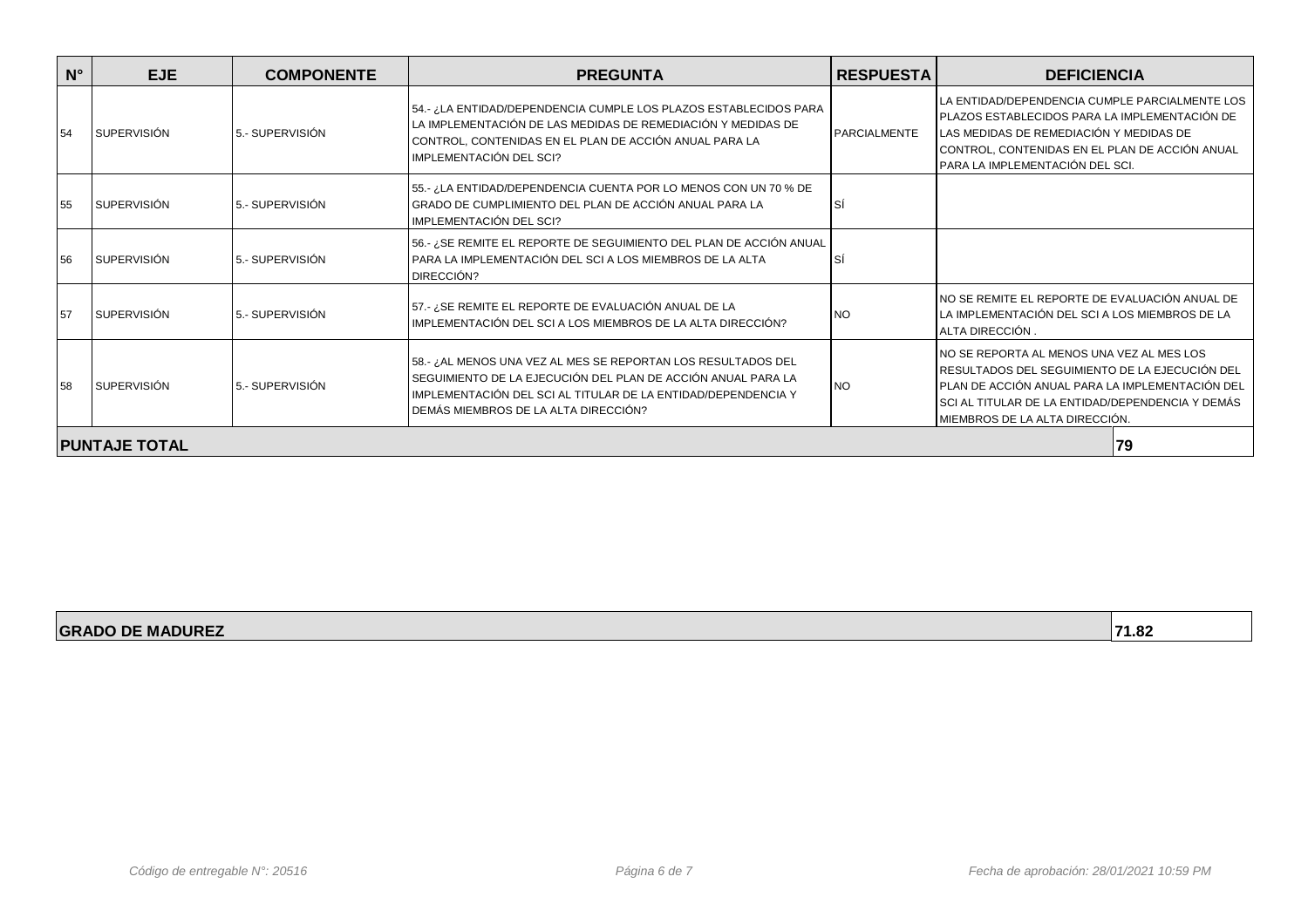| N° | EJE | COMPONENTE | PREGUNTA | RESPUESTA | DEFICIENCIA |
|---|---|---|---|---|---|
| 54 | SUPERVISIÓN | 5.- SUPERVISIÓN | 54.- ¿LA ENTIDAD/DEPENDENCIA CUMPLE LOS PLAZOS ESTABLECIDOS PARA LA IMPLEMENTACIÓN DE LAS MEDIDAS DE REMEDIACIÓN Y MEDIDAS DE CONTROL, CONTENIDAS EN EL PLAN DE ACCIÓN ANUAL PARA LA IMPLEMENTACIÓN DEL SCI? | PARCIALMENTE | LA ENTIDAD/DEPENDENCIA CUMPLE PARCIALMENTE LOS PLAZOS ESTABLECIDOS PARA LA IMPLEMENTACIÓN DE LAS MEDIDAS DE REMEDIACIÓN Y MEDIDAS DE CONTROL, CONTENIDAS EN EL PLAN DE ACCIÓN ANUAL PARA LA IMPLEMENTACIÓN DEL SCI. |
| 55 | SUPERVISIÓN | 5.- SUPERVISIÓN | 55.- ¿LA ENTIDAD/DEPENDENCIA CUENTA POR LO MENOS CON UN 70 % DE GRADO DE CUMPLIMIENTO DEL PLAN DE ACCIÓN ANUAL PARA LA IMPLEMENTACIÓN DEL SCI? | SÍ | |
| 56 | SUPERVISIÓN | 5.- SUPERVISIÓN | 56.- ¿SE REMITE EL REPORTE DE SEGUIMIENTO DEL PLAN DE ACCIÓN ANUAL PARA LA IMPLEMENTACIÓN DEL SCI A LOS MIEMBROS DE LA ALTA DIRECCIÓN? | SÍ | |
| 57 | SUPERVISIÓN | 5.- SUPERVISIÓN | 57.- ¿SE REMITE EL REPORTE DE EVALUACIÓN ANUAL DE LA IMPLEMENTACIÓN DEL SCI A LOS MIEMBROS DE LA ALTA DIRECCIÓN? | NO | NO SE REMITE EL REPORTE DE EVALUACIÓN ANUAL DE LA IMPLEMENTACIÓN DEL SCI A LOS MIEMBROS DE LA ALTA DIRECCIÓN . |
| 58 | SUPERVISIÓN | 5.- SUPERVISIÓN | 58.- ¿AL MENOS UNA VEZ AL MES SE REPORTAN LOS RESULTADOS DEL SEGUIMIENTO DE LA EJECUCIÓN DEL PLAN DE ACCIÓN ANUAL PARA LA IMPLEMENTACIÓN DEL SCI AL TITULAR DE LA ENTIDAD/DEPENDENCIA Y DEMÁS MIEMBROS DE LA ALTA DIRECCIÓN? | NO | NO SE REPORTA AL MENOS UNA VEZ AL MES LOS RESULTADOS DEL SEGUIMIENTO DE LA EJECUCIÓN DEL PLAN DE ACCIÓN ANUAL PARA LA IMPLEMENTACIÓN DEL SCI AL TITULAR DE LA ENTIDAD/DEPENDENCIA Y DEMÁS MIEMBROS DE LA ALTA DIRECCIÓN. |
| **PUNTAJE TOTAL** | | | | | **79** |

| | |
|---|---|
| **GRADO DE MADUREZ** | **71.82** |

*Código de entregable N°: 20516*

*Fecha de aprobación: 28/01/2021 10:59 PM*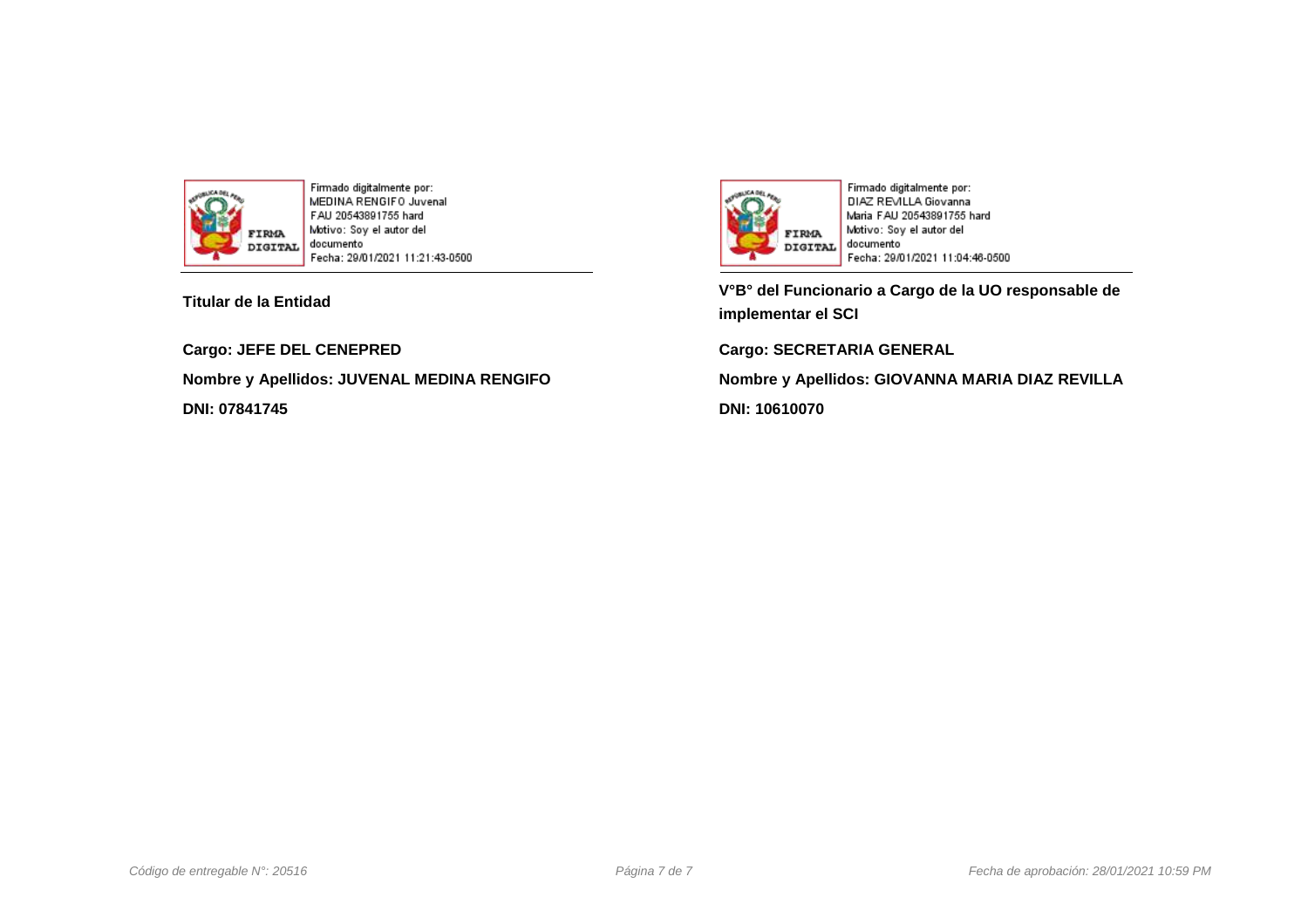Firmado digitalmente por:
MEDINA RENGIFO Juvenal
FAU 20543891755 hard
Motivo: Soy el autor del documento
Fecha: 29/01/2021 11:21:43-0500

**Titular de la Entidad**

**Cargo: JEFE DEL CENEPRED**

**Nombre y Apellidos: JUVENAL MEDINA RENGIFO**

**DNI: 07841745**

Firmado digitalmente por:
DIAZ REVILLA Giovanna
Maria FAU 20543891755 hard
Motivo: Soy el autor del documento
Fecha: 29/01/2021 11:04:46-0500

**V°B° del Funcionario a Cargo de la UO responsable de implementar el SCI**

**Cargo: SECRETARIA GENERAL**

**Nombre y Apellidos: GIOVANNA MARIA DIAZ REVILLA**

**DNI: 10610070**

*Código de entregable N°: 20516*

*Fecha de aprobación: 28/01/2021 10:59 PM*